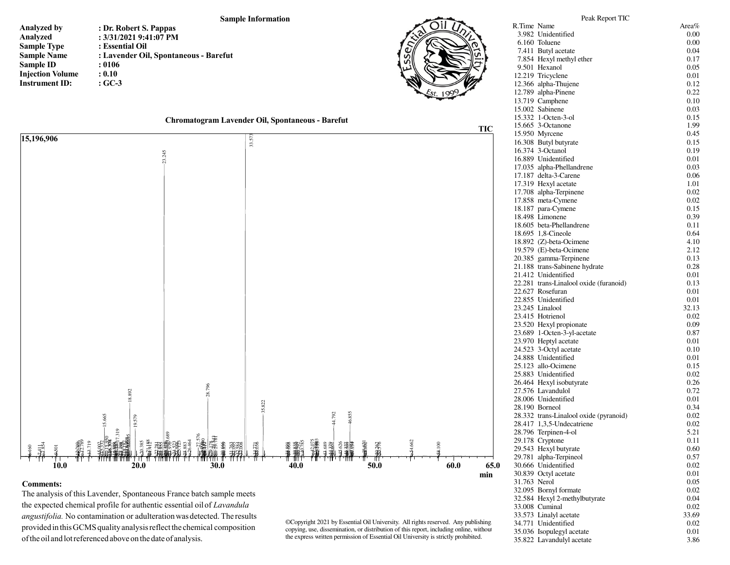**Sample Information**

| | |
|---|---|
| **Analyzed by** | **: Dr. Robert S. Pappas** |
| **Analyzed** | **: 3/31/2021 9:41:07 PM** |
| **Sample Type** | **: Essential Oil** |
| **Sample Name** | **: Lavender Oil, Spontaneous - Barefut** |
| **Sample ID** | **: 0106** |
| **Injection Volume** | **: 0.10** |
| **Instrument ID:** | **: GC-3** |

**Chromatogram Lavender Oil, Spontaneous - Barefut**

**Comments:**

The analysis of this Lavender, Spontaneous France batch sample meets the expected chemical profile for authentic essential oil of *Lavandula angustifolia.* No contamination or adulteration was detected. The results provided in this GCMS quality analysis reflect the chemical composition of the oil and lot referenced above on the date of analysis.

©Copyright 2021 by Essential Oil University. All rights reserved. Any publishing, copying, use, dissemination, or distribution of this report, including online, without the express written permission of Essential Oil University is strictly prohibited.

Peak Report TIC

| R.Time | Name | Area% |
|---|---|---|
| 3.982 | Unidentified | 0.00 |
| 6.160 | Toluene | 0.00 |
| 7.411 | Butyl acetate | 0.04 |
| 7.854 | Hexyl methyl ether | 0.17 |
| 9.501 | Hexanol | 0.05 |
| 12.219 | Tricyclene | 0.01 |
| 12.366 | alpha-Thujene | 0.12 |
| 12.789 | alpha-Pinene | 0.22 |
| 13.719 | Camphene | 0.10 |
| 15.002 | Sabinene | 0.03 |
| 15.332 | 1-Octen-3-ol | 0.15 |
| 15.665 | 3-Octanone | 1.99 |
| 15.950 | Myrcene | 0.45 |
| 16.308 | Butyl butyrate | 0.15 |
| 16.374 | 3-Octanol | 0.19 |
| 16.889 | Unidentified | 0.01 |
| 17.035 | alpha-Phellandrene | 0.03 |
| 17.187 | delta-3-Carene | 0.06 |
| 17.319 | Hexyl acetate | 1.01 |
| 17.708 | alpha-Terpinene | 0.02 |
| 17.858 | meta-Cymene | 0.02 |
| 18.187 | para-Cymene | 0.15 |
| 18.498 | Limonene | 0.39 |
| 18.605 | beta-Phellandrene | 0.11 |
| 18.695 | 1,8-Cineole | 0.64 |
| 18.892 | (Z)-beta-Ocimene | 4.10 |
| 19.579 | (E)-beta-Ocimene | 2.12 |
| 20.385 | gamma-Terpinene | 0.13 |
| 21.188 | trans-Sabinene hydrate | 0.28 |
| 21.412 | Unidentified | 0.01 |
| 22.281 | trans-Linalool oxide (furanoid) | 0.13 |
| 22.627 | Rosefuran | 0.01 |
| 22.855 | Unidentified | 0.01 |
| 23.245 | Linalool | 32.13 |
| 23.415 | Hotrienol | 0.02 |
| 23.520 | Hexyl propionate | 0.09 |
| 23.689 | 1-Octen-3-yl-acetate | 0.87 |
| 23.970 | Heptyl acetate | 0.01 |
| 24.523 | 3-Octyl acetate | 0.10 |
| 24.888 | Unidentified | 0.01 |
| 25.123 | allo-Ocimene | 0.15 |
| 25.883 | Unidentified | 0.02 |
| 26.464 | Hexyl isobutyrate | 0.26 |
| 27.576 | Lavandulol | 0.72 |
| 28.006 | Unidentified | 0.01 |
| 28.190 | Borneol | 0.34 |
| 28.332 | trans-Linalool oxide (pyranoid) | 0.02 |
| 28.417 | 1,3,5-Undecatriene | 0.02 |
| 28.796 | Terpinen-4-ol | 5.21 |
| 29.178 | Cryptone | 0.11 |
| 29.543 | Hexyl butyrate | 0.60 |
| 29.781 | alpha-Terpineol | 0.57 |
| 30.666 | Unidentified | 0.02 |
| 30.839 | Octyl acetate | 0.01 |
| 31.763 | Nerol | 0.05 |
| 32.095 | Bornyl formate | 0.02 |
| 32.584 | Hexyl 2-methylbutyrate | 0.04 |
| 33.008 | Cuminal | 0.02 |
| 33.573 | Linalyl acetate | 33.69 |
| 34.771 | Unidentified | 0.02 |
| 35.036 | Isopulegyl acetate | 0.01 |
| 35.822 | Lavandulyl acetate | 3.86 |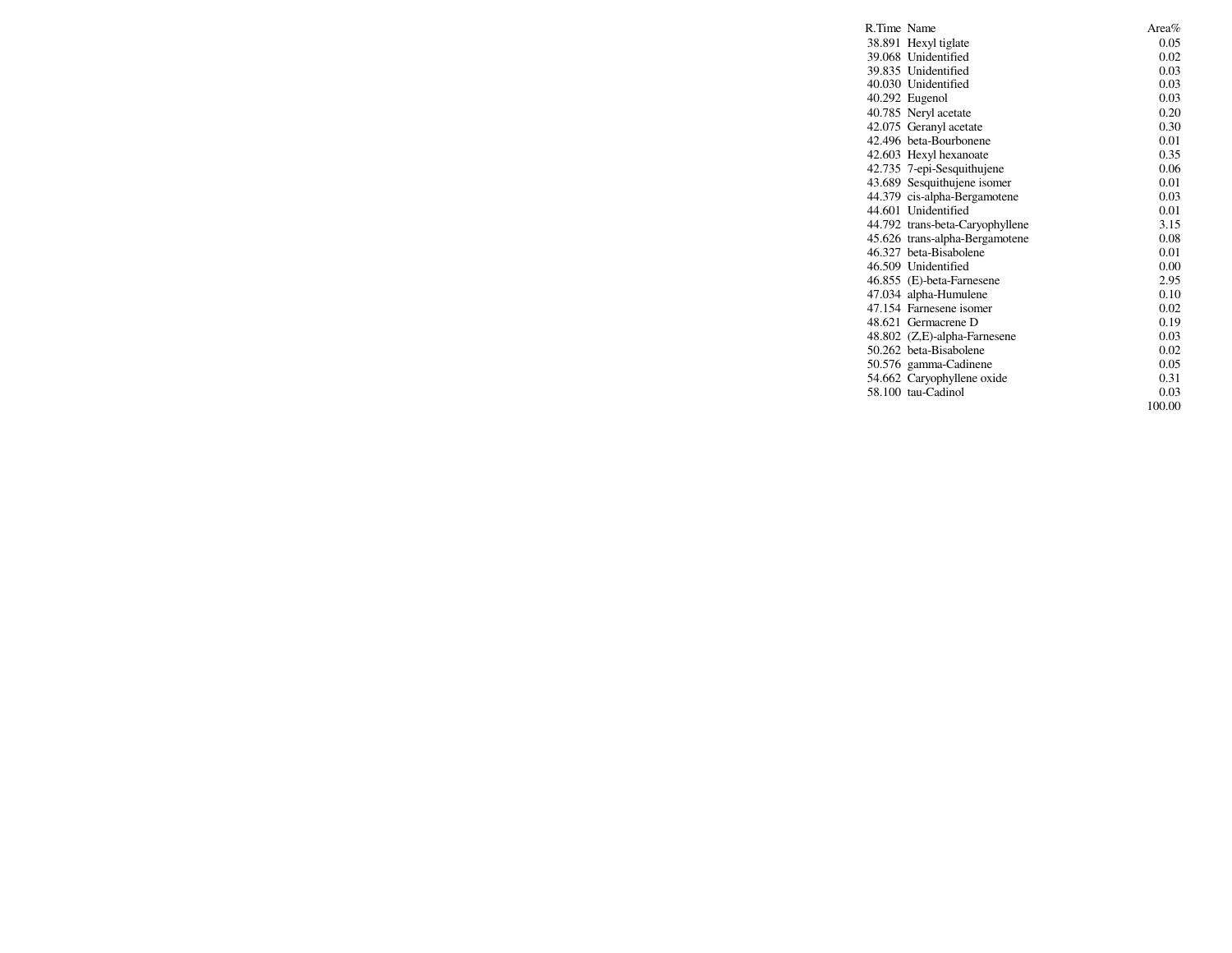| R.Time | Name | Area% |
|---|---|---|
| 38.891 | Hexyl tiglate | 0.05 |
| 39.068 | Unidentified | 0.02 |
| 39.835 | Unidentified | 0.03 |
| 40.030 | Unidentified | 0.03 |
| 40.292 | Eugenol | 0.03 |
| 40.785 | Neryl acetate | 0.20 |
| 42.075 | Geranyl acetate | 0.30 |
| 42.496 | beta-Bourbonene | 0.01 |
| 42.603 | Hexyl hexanoate | 0.35 |
| 42.735 | 7-epi-Sesquithujene | 0.06 |
| 43.689 | Sesquithujene isomer | 0.01 |
| 44.379 | cis-alpha-Bergamotene | 0.03 |
| 44.601 | Unidentified | 0.01 |
| 44.792 | trans-beta-Caryophyllene | 3.15 |
| 45.626 | trans-alpha-Bergamotene | 0.08 |
| 46.327 | beta-Bisabolene | 0.01 |
| 46.509 | Unidentified | 0.00 |
| 46.855 | (E)-beta-Farnesene | 2.95 |
| 47.034 | alpha-Humulene | 0.10 |
| 47.154 | Farnesene isomer | 0.02 |
| 48.621 | Germacrene D | 0.19 |
| 48.802 | (Z,E)-alpha-Farnesene | 0.03 |
| 50.262 | beta-Bisabolene | 0.02 |
| 50.576 | gamma-Cadinene | 0.05 |
| 54.662 | Caryophyllene oxide | 0.31 |
| 58.100 | tau-Cadinol | 0.03 |
| | | 100.00 |